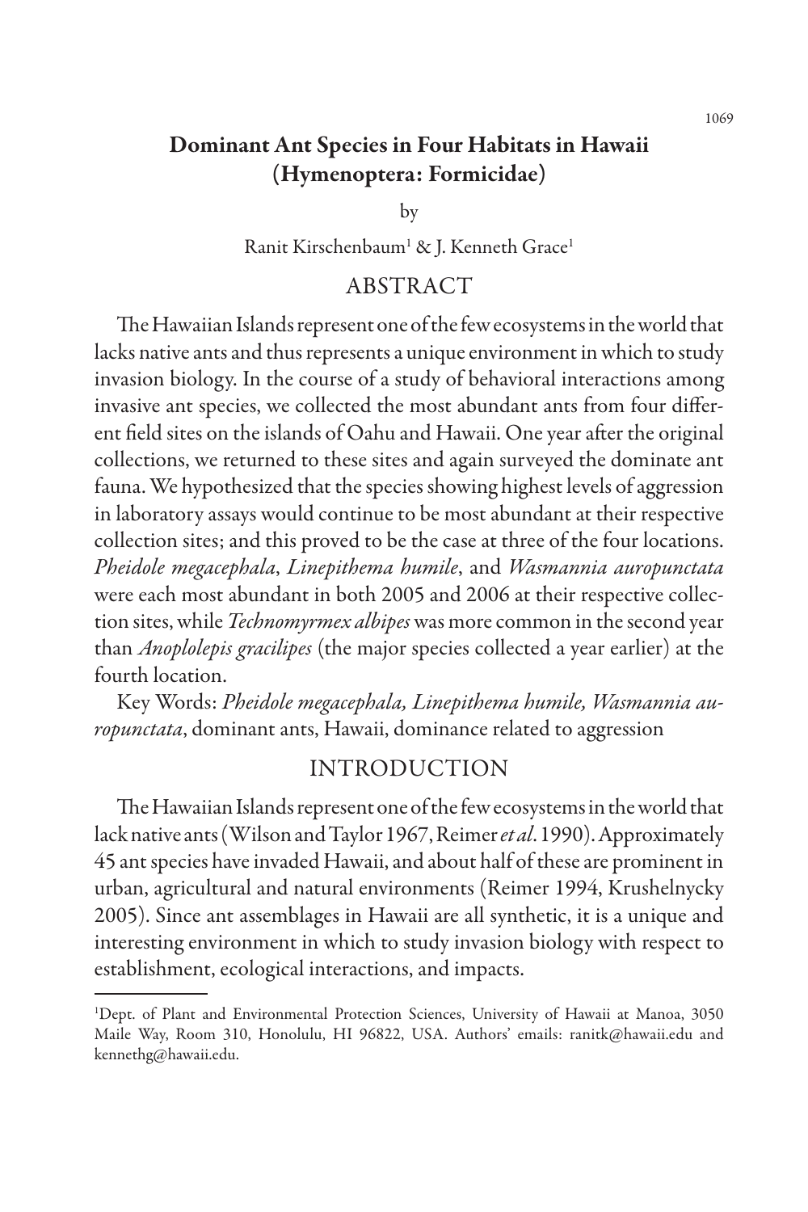# Dominant Ant Species in Four Habitats in Hawaii (Hymenoptera: Formicidae)

by

Ranit Kirschenbaum[1] & J. Kenneth Grace[1]

## ABSTRACT

The Hawaiian Islands represent one of the few ecosystems in the world that lacks native ants and thus represents a unique environment in which to study invasion biology. In the course of a study of behavioral interactions among invasive ant species, we collected the most abundant ants from four different field sites on the islands of Oahu and Hawaii. One year after the original collections, we returned to these sites and again surveyed the dominate ant fauna. We hypothesized that the species showing highest levels of aggression in laboratory assays would continue to be most abundant at their respective collection sites; and this proved to be the case at three of the four locations. *Pheidole megacephala*, *Linepithema humile*, and *Wasmannia auropunctata* were each most abundant in both 2005 and 2006 at their respective collection sites, while *Technomyrmex albipes* was more common in the second year than *Anoplolepis gracilipes* (the major species collected a year earlier) at the fourth location.

Key Words: *Pheidole megacephala, Linepithema humile, Wasmannia auropunctata*, dominant ants, Hawaii, dominance related to aggression

## INTRODUCTION

The Hawaiian Islands represent one of the few ecosystems in the world that lack native ants (Wilson and Taylor 1967, Reimer *et al*. 1990). Approximately 45 ant species have invaded Hawaii, and about half of these are prominent in urban, agricultural and natural environments (Reimer 1994, Krushelnycky 2005). Since ant assemblages in Hawaii are all synthetic, it is a unique and interesting environment in which to study invasion biology with respect to establishment, ecological interactions, and impacts.

---

[1]Dept. of Plant and Environmental Protection Sciences, University of Hawaii at Manoa, 3050 Maile Way, Room 310, Honolulu, HI 96822, USA. Authors' emails: ranitk@hawaii.edu and kennethg@hawaii.edu.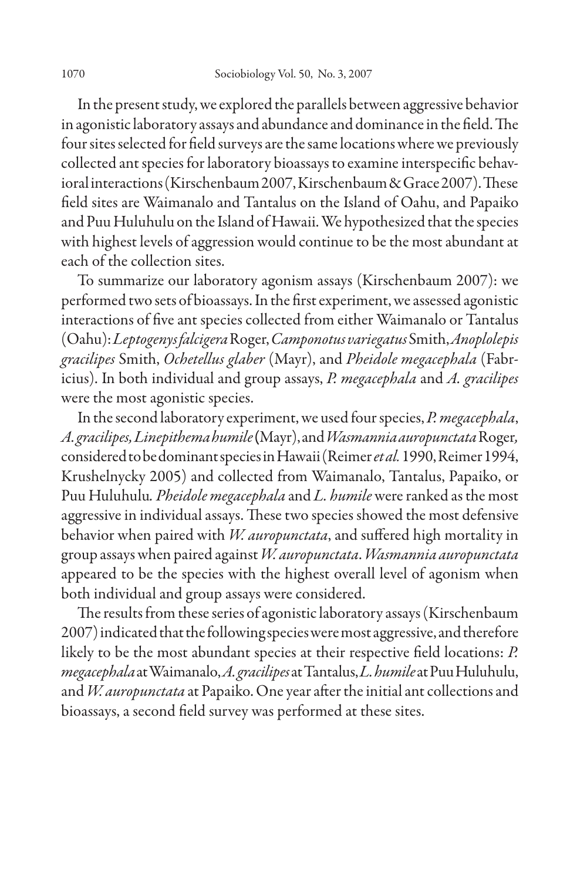In the present study, we explored the parallels between aggressive behavior in agonistic laboratory assays and abundance and dominance in the field. The four sites selected for field surveys are the same locations where we previously collected ant species for laboratory bioassays to examine interspecific behavioral interactions (Kirschenbaum 2007, Kirschenbaum & Grace 2007). These field sites are Waimanalo and Tantalus on the Island of Oahu, and Papaiko and Puu Huluhulu on the Island of Hawaii. We hypothesized that the species with highest levels of aggression would continue to be the most abundant at each of the collection sites.

To summarize our laboratory agonism assays (Kirschenbaum 2007): we performed two sets of bioassays. In the first experiment, we assessed agonistic interactions of five ant species collected from either Waimanalo or Tantalus (Oahu): *Leptogenys falcigera* Roger, *Camponotus variegatus* Smith, *Anoplolepis gracilipes* Smith, *Ochetellus glaber* (Mayr), and *Pheidole megacephala* (Fabricius). In both individual and group assays, *P. megacephala* and *A. gracilipes* were the most agonistic species.

In the second laboratory experiment, we used four species, *P. megacephala*, *A. gracilipes, Linepithema humile* (Mayr), and *Wasmannia auropunctata* Roger, considered to be dominant species in Hawaii (Reimer *et al.* 1990, Reimer 1994, Krushelnycky 2005) and collected from Waimanalo, Tantalus, Papaiko, or Puu Huluhulu. *Pheidole megacephala* and *L. humile* were ranked as the most aggressive in individual assays. These two species showed the most defensive behavior when paired with *W. auropunctata*, and suffered high mortality in group assays when paired against *W. auropunctata*. *Wasmannia auropunctata* appeared to be the species with the highest overall level of agonism when both individual and group assays were considered.

The results from these series of agonistic laboratory assays (Kirschenbaum 2007) indicated that the following species were most aggressive, and therefore likely to be the most abundant species at their respective field locations: *P. megacephala* at Waimanalo, *A. gracilipes* at Tantalus, *L. humile* at Puu Huluhulu, and *W. auropunctata* at Papaiko. One year after the initial ant collections and bioassays, a second field survey was performed at these sites.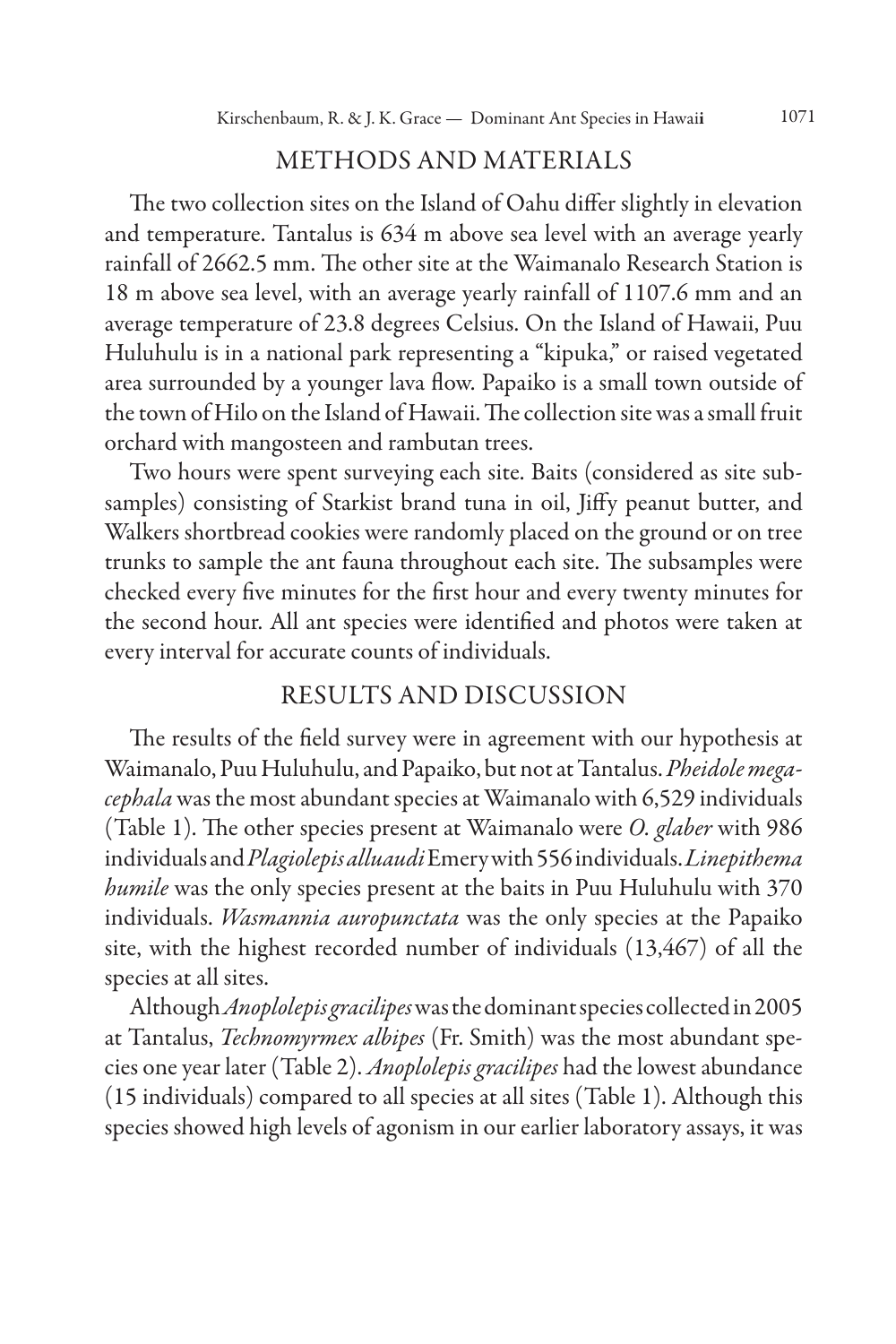## METHODS AND MATERIALS

The two collection sites on the Island of Oahu differ slightly in elevation and temperature. Tantalus is 634 m above sea level with an average yearly rainfall of 2662.5 mm. The other site at the Waimanalo Research Station is 18 m above sea level, with an average yearly rainfall of 1107.6 mm and an average temperature of 23.8 degrees Celsius. On the Island of Hawaii, Puu Huluhulu is in a national park representing a "kipuka," or raised vegetated area surrounded by a younger lava flow. Papaiko is a small town outside of the town of Hilo on the Island of Hawaii. The collection site was a small fruit orchard with mangosteen and rambutan trees.

Two hours were spent surveying each site. Baits (considered as site subsamples) consisting of Starkist brand tuna in oil, Jiffy peanut butter, and Walkers shortbread cookies were randomly placed on the ground or on tree trunks to sample the ant fauna throughout each site. The subsamples were checked every five minutes for the first hour and every twenty minutes for the second hour. All ant species were identified and photos were taken at every interval for accurate counts of individuals.

## RESULTS AND DISCUSSION

The results of the field survey were in agreement with our hypothesis at Waimanalo, Puu Huluhulu, and Papaiko, but not at Tantalus. *Pheidole megacephala* was the most abundant species at Waimanalo with 6,529 individuals (Table 1). The other species present at Waimanalo were *O. glaber* with 986 individuals and *Plagiolepis alluaudi* Emery with 556 individuals. *Linepithema humile* was the only species present at the baits in Puu Huluhulu with 370 individuals. *Wasmannia auropunctata* was the only species at the Papaiko site, with the highest recorded number of individuals (13,467) of all the species at all sites.

Although *Anoplolepis gracilipes* was the dominant species collected in 2005 at Tantalus, *Technomyrmex albipes* (Fr. Smith) was the most abundant species one year later (Table 2). *Anoplolepis gracilipes* had the lowest abundance (15 individuals) compared to all species at all sites (Table 1). Although this species showed high levels of agonism in our earlier laboratory assays, it was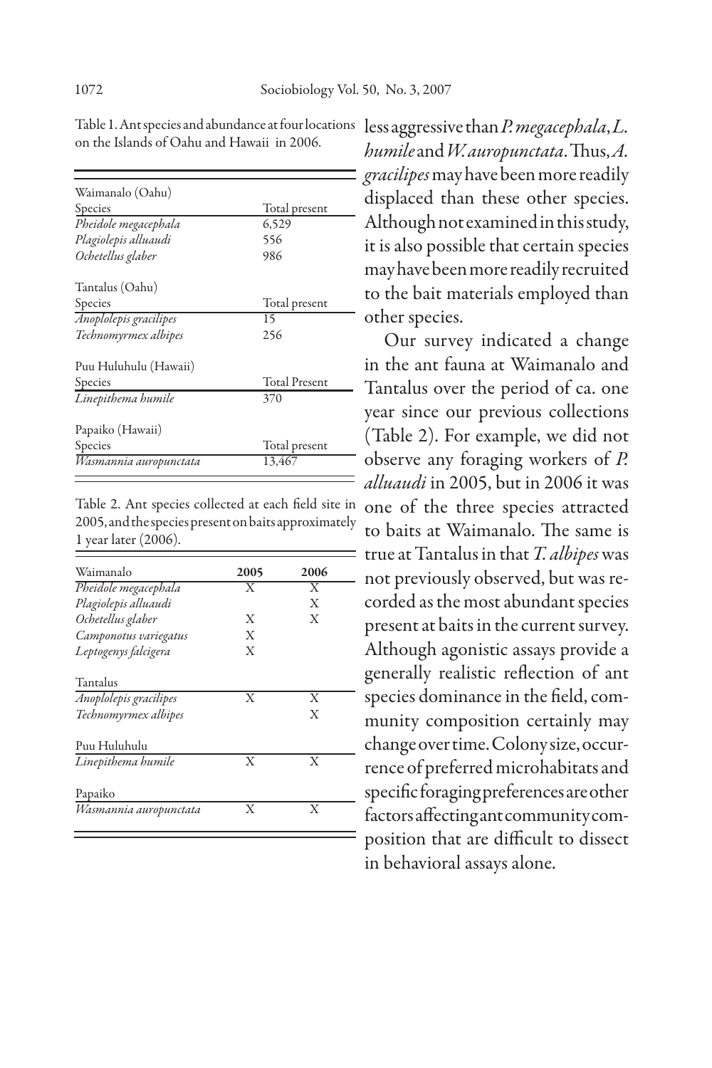Table 1. Ant species and abundance at four locations on the Islands of Oahu and Hawaii in 2006.

| Waimanalo (Oahu) | |
|---|---|
| Species | Total present |
| *Pheidole megacephala* | 6,529 |
| *Plagiolepis alluaudi* | 556 |
| *Ochetellus glaber* | 986 |
| Tantalus (Oahu) | |
| Species | Total present |
| *Anoplolepis gracilipes* | 15 |
| *Technomyrmex albipes* | 256 |
| Puu Huluhulu (Hawaii) | |
| Species | Total Present |
| *Linepithema humile* | 370 |
| Papaiko (Hawaii) | |
| Species | Total present |
| *Wasmannia auropunctata* | 13,467 |

Table 2. Ant species collected at each field site in 2005, and the species present on baits approximately 1 year later (2006).

| Waimanalo | **2005** | **2006** |
|---|---|---|
| *Pheidole megacephala* | X | X |
| *Plagiolepis alluaudi* | | X |
| *Ochetellus glaber* | X | X |
| *Camponotus variegatus* | X | |
| *Leptogenys falcigera* | X | |
| Tantalus | | |
| *Anoplolepis gracilipes* | X | X |
| *Technomyrmex albipes* | | X |
| Puu Huluhulu | | |
| *Linepithema humile* | X | X |
| Papaiko | | |
| *Wasmannia auropunctata* | X | X |

less aggressive than *P. megacephala*, *L. humile* and *W. auropunctata*. Thus, *A. gracilipes* may have been more readily displaced than these other species. Although not examined in this study, it is also possible that certain species may have been more readily recruited to the bait materials employed than other species.

Our survey indicated a change in the ant fauna at Waimanalo and Tantalus over the period of ca. one year since our previous collections (Table 2). For example, we did not observe any foraging workers of *P. alluaudi* in 2005, but in 2006 it was one of the three species attracted to baits at Waimanalo. The same is true at Tantalus in that *T. albipes* was not previously observed, but was recorded as the most abundant species present at baits in the current survey. Although agonistic assays provide a generally realistic reflection of ant species dominance in the field, community composition certainly may change over time. Colony size, occurrence of preferred microhabitats and specific foraging preferences are other factors affecting ant community composition that are difficult to dissect in behavioral assays alone.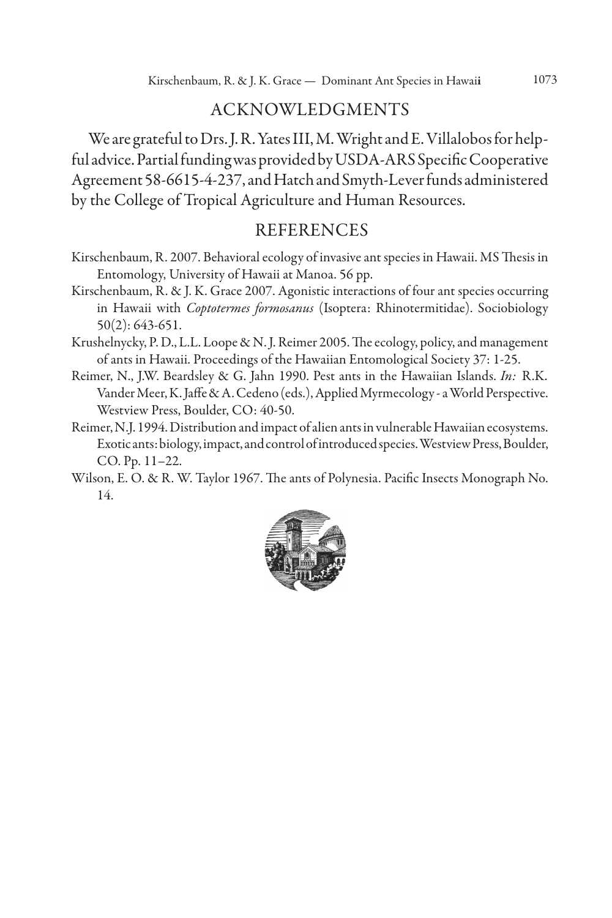## ACKNOWLEDGMENTS

We are grateful to Drs. J. R. Yates III, M. Wright and E. Villalobos for helpful advice. Partial funding was provided by USDA-ARS Specific Cooperative Agreement 58-6615-4-237, and Hatch and Smyth-Lever funds administered by the College of Tropical Agriculture and Human Resources.

## REFERENCES

Kirschenbaum, R. 2007. Behavioral ecology of invasive ant species in Hawaii. MS Thesis in Entomology, University of Hawaii at Manoa. 56 pp.

Kirschenbaum, R. & J. K. Grace 2007. Agonistic interactions of four ant species occurring in Hawaii with *Coptotermes formosanus* (Isoptera: Rhinotermitidae). Sociobiology 50(2): 643-651.

Krushelnycky, P. D., L.L. Loope & N. J. Reimer 2005. The ecology, policy, and management of ants in Hawaii. Proceedings of the Hawaiian Entomological Society 37: 1-25.

Reimer, N., J.W. Beardsley & G. Jahn 1990. Pest ants in the Hawaiian Islands. *In:* R.K. Vander Meer, K. Jaffe & A. Cedeno (eds.), Applied Myrmecology - a World Perspective. Westview Press, Boulder, CO: 40-50.

Reimer, N.J. 1994. Distribution and impact of alien ants in vulnerable Hawaiian ecosystems. Exotic ants: biology, impact, and control of introduced species. Westview Press, Boulder, CO. Pp. 11–22.

Wilson, E. O. & R. W. Taylor 1967. The ants of Polynesia. Pacific Insects Monograph No. 14.